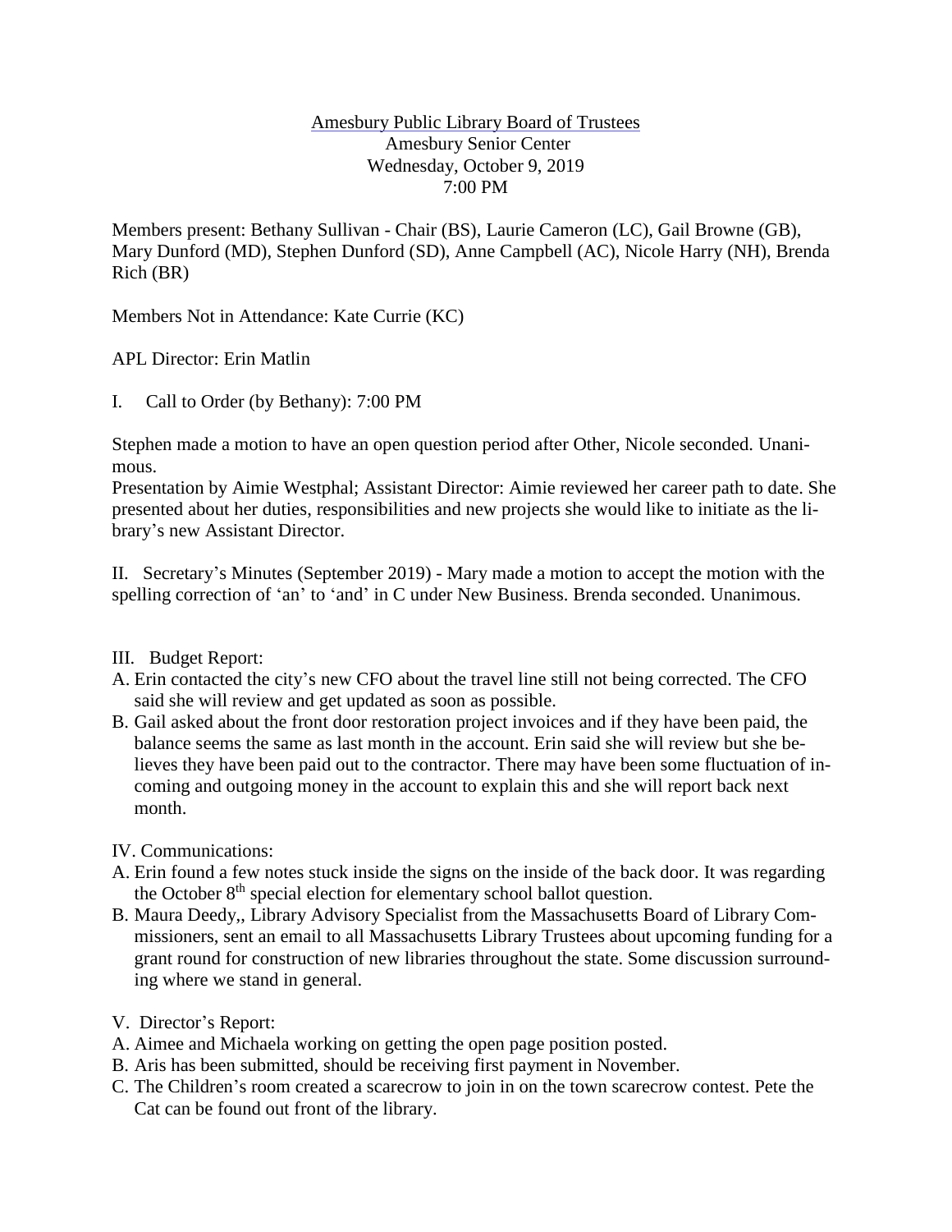Amesbury Public Library Board of Trustees
Amesbury Senior Center
Wednesday, October 9, 2019
7:00 PM

Members present: Bethany Sullivan - Chair (BS), Laurie Cameron (LC), Gail Browne (GB), Mary Dunford (MD), Stephen Dunford (SD), Anne Campbell (AC), Nicole Harry (NH), Brenda Rich (BR)

Members Not in Attendance: Kate Currie (KC)

APL Director: Erin Matlin

I. Call to Order (by Bethany): 7:00 PM

Stephen made a motion to have an open question period after Other, Nicole seconded. Unanimous.
Presentation by Aimie Westphal; Assistant Director: Aimie reviewed her career path to date. She presented about her duties, responsibilities and new projects she would like to initiate as the library's new Assistant Director.

II. Secretary's Minutes (September 2019) - Mary made a motion to accept the motion with the spelling correction of 'an' to 'and' in C under New Business. Brenda seconded. Unanimous.

III. Budget Report:

A. Erin contacted the city's new CFO about the travel line still not being corrected. The CFO said she will review and get updated as soon as possible.
B. Gail asked about the front door restoration project invoices and if they have been paid, the balance seems the same as last month in the account. Erin said she will review but she believes they have been paid out to the contractor. There may have been some fluctuation of incoming and outgoing money in the account to explain this and she will report back next month.

IV. Communications:

A. Erin found a few notes stuck inside the signs on the inside of the back door. It was regarding the October 8th special election for elementary school ballot question.
B. Maura Deedy,, Library Advisory Specialist from the Massachusetts Board of Library Commissioners, sent an email to all Massachusetts Library Trustees about upcoming funding for a grant round for construction of new libraries throughout the state. Some discussion surrounding where we stand in general.

V. Director's Report:

A. Aimee and Michaela working on getting the open page position posted.
B. Aris has been submitted, should be receiving first payment in November.
C. The Children's room created a scarecrow to join in on the town scarecrow contest. Pete the Cat can be found out front of the library.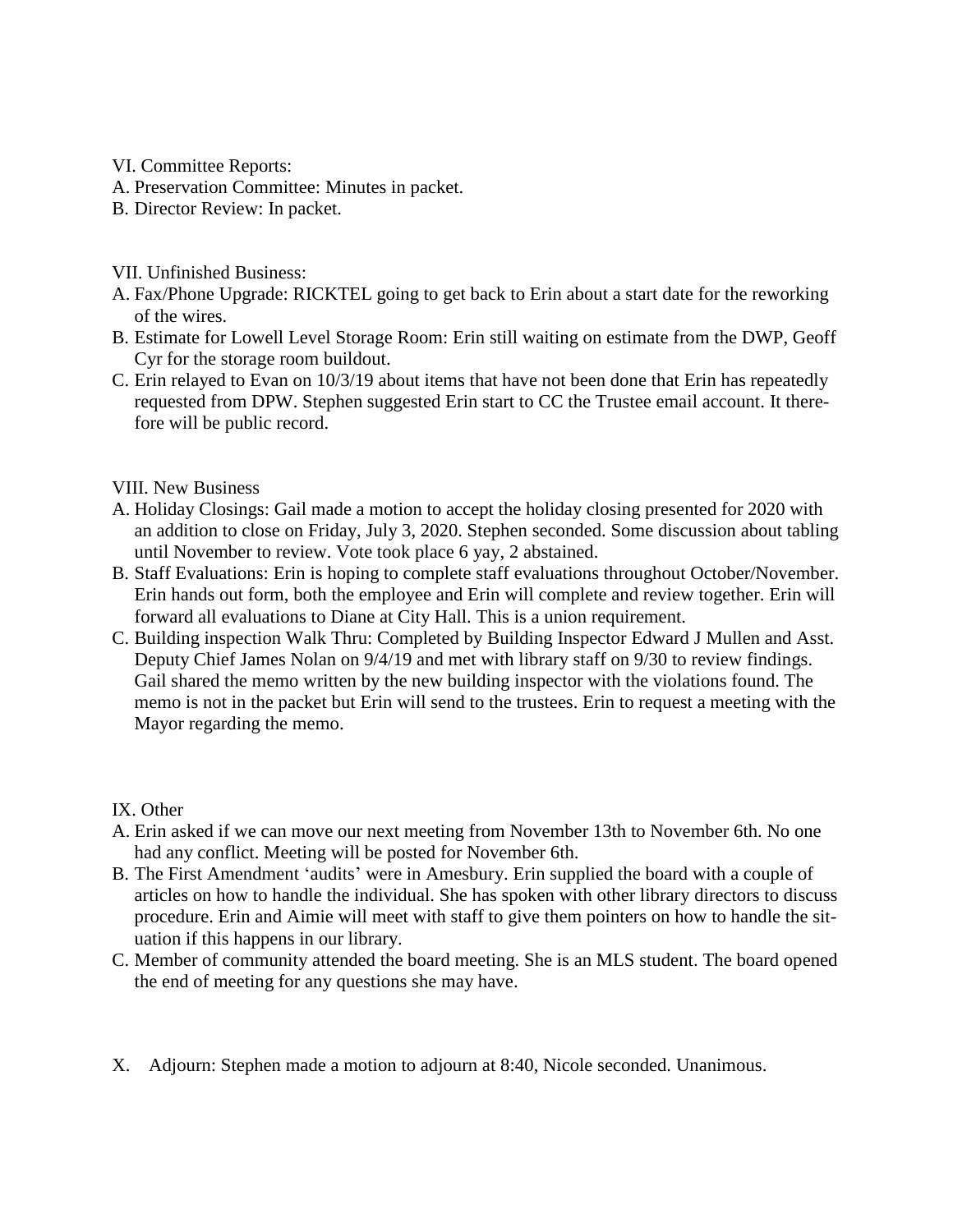VI. Committee Reports:

A. Preservation Committee: Minutes in packet.

B. Director Review: In packet.

VII. Unfinished Business:

A. Fax/Phone Upgrade: RICKTEL going to get back to Erin about a start date for the reworking of the wires.

B. Estimate for Lowell Level Storage Room: Erin still waiting on estimate from the DWP, Geoff Cyr for the storage room buildout.

C. Erin relayed to Evan on 10/3/19 about items that have not been done that Erin has repeatedly requested from DPW. Stephen suggested Erin start to CC the Trustee email account. It therefore will be public record.

VIII. New Business

A. Holiday Closings: Gail made a motion to accept the holiday closing presented for 2020 with an addition to close on Friday, July 3, 2020. Stephen seconded. Some discussion about tabling until November to review. Vote took place 6 yay, 2 abstained.

B. Staff Evaluations: Erin is hoping to complete staff evaluations throughout October/November. Erin hands out form, both the employee and Erin will complete and review together. Erin will forward all evaluations to Diane at City Hall. This is a union requirement.

C. Building inspection Walk Thru: Completed by Building Inspector Edward J Mullen and Asst. Deputy Chief James Nolan on 9/4/19 and met with library staff on 9/30 to review findings. Gail shared the memo written by the new building inspector with the violations found. The memo is not in the packet but Erin will send to the trustees. Erin to request a meeting with the Mayor regarding the memo.

IX. Other

A. Erin asked if we can move our next meeting from November 13th to November 6th. No one had any conflict. Meeting will be posted for November 6th.

B. The First Amendment 'audits' were in Amesbury. Erin supplied the board with a couple of articles on how to handle the individual. She has spoken with other library directors to discuss procedure. Erin and Aimie will meet with staff to give them pointers on how to handle the situation if this happens in our library.

C. Member of community attended the board meeting. She is an MLS student. The board opened the end of meeting for any questions she may have.

X. Adjourn: Stephen made a motion to adjourn at 8:40, Nicole seconded. Unanimous.